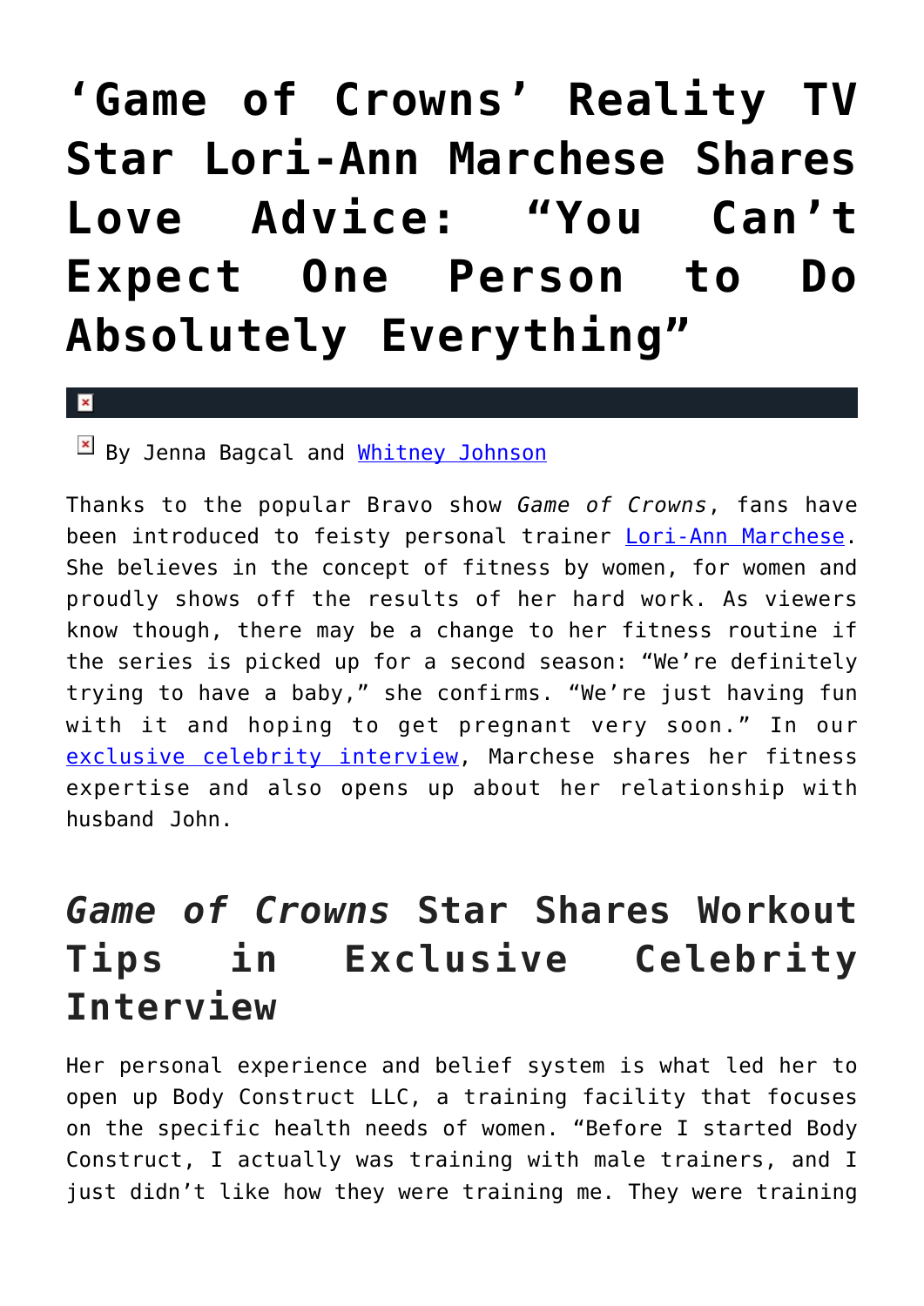# ‘Game of Crowns’ Reality TV Star Lori-Ann Marchese Shares Love Advice: “You Can’t Expect One Person to Do Absolutely Everything”

By Jenna Bagcal and Whitney Johnson

Thanks to the popular Bravo show *Game of Crowns*, fans have been introduced to feisty personal trainer Lori-Ann Marchese. She believes in the concept of fitness by women, for women and proudly shows off the results of her hard work. As viewers know though, there may be a change to her fitness routine if the series is picked up for a second season: “We’re definitely trying to have a baby,” she confirms. “We’re just having fun with it and hoping to get pregnant very soon.” In our exclusive celebrity interview, Marchese shares her fitness expertise and also opens up about her relationship with husband John.

## *Game of Crowns* Star Shares Workout Tips in Exclusive Celebrity Interview

Her personal experience and belief system is what led her to open up Body Construct LLC, a training facility that focuses on the specific health needs of women. “Before I started Body Construct, I actually was training with male trainers, and I just didn’t like how they were training me. They were training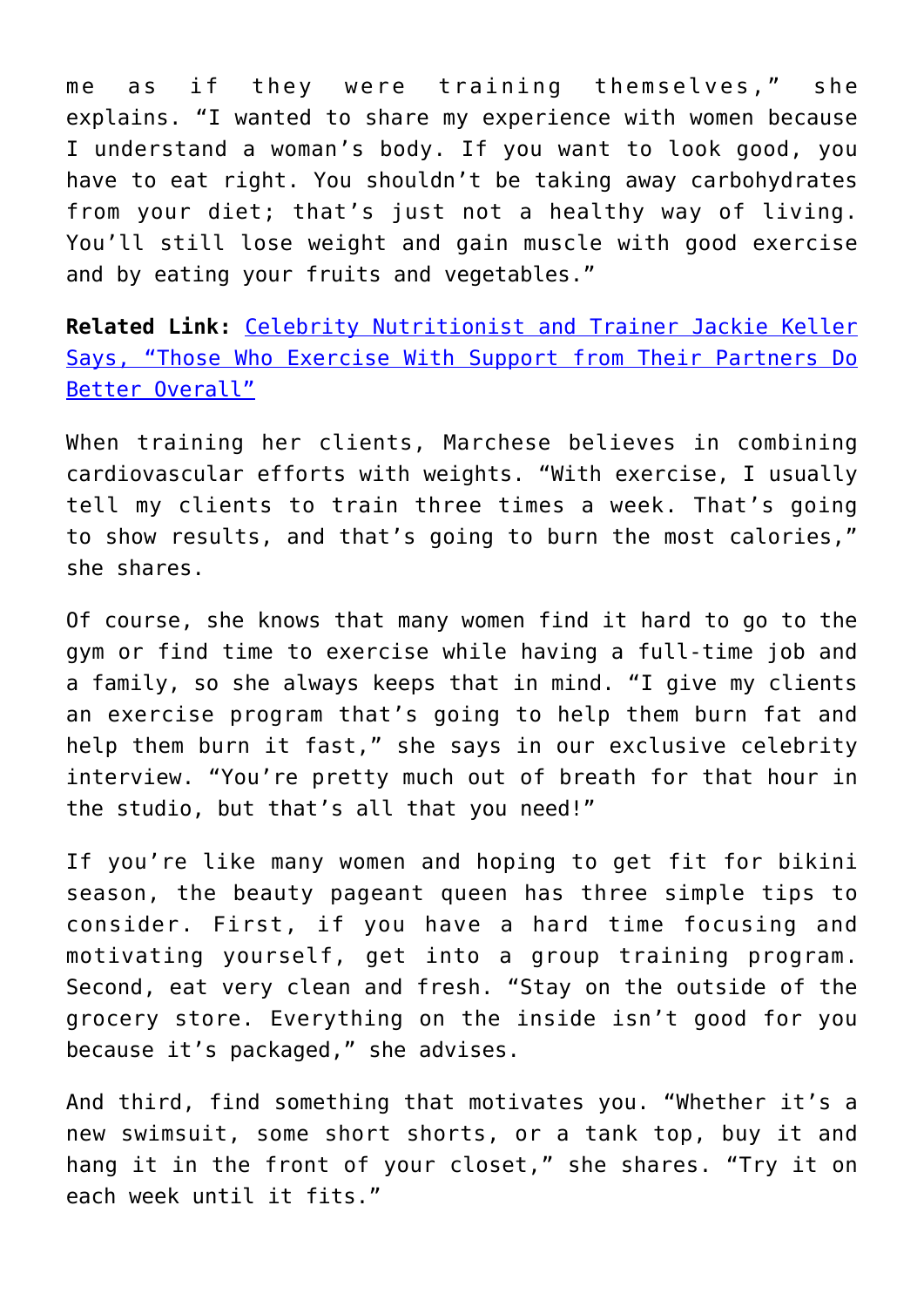me as if they were training themselves," she explains. "I wanted to share my experience with women because I understand a woman's body. If you want to look good, you have to eat right. You shouldn't be taking away carbohydrates from your diet; that's just not a healthy way of living. You'll still lose weight and gain muscle with good exercise and by eating your fruits and vegetables."

**Related Link:** [Celebrity Nutritionist and Trainer Jackie Keller Says, "Those Who Exercise With Support from Their Partners Do Better Overall"]()

When training her clients, Marchese believes in combining cardiovascular efforts with weights. "With exercise, I usually tell my clients to train three times a week. That's going to show results, and that's going to burn the most calories," she shares.

Of course, she knows that many women find it hard to go to the gym or find time to exercise while having a full-time job and a family, so she always keeps that in mind. "I give my clients an exercise program that's going to help them burn fat and help them burn it fast," she says in our exclusive celebrity interview. "You're pretty much out of breath for that hour in the studio, but that's all that you need!"

If you're like many women and hoping to get fit for bikini season, the beauty pageant queen has three simple tips to consider. First, if you have a hard time focusing and motivating yourself, get into a group training program. Second, eat very clean and fresh. "Stay on the outside of the grocery store. Everything on the inside isn't good for you because it's packaged," she advises.

And third, find something that motivates you. "Whether it's a new swimsuit, some short shorts, or a tank top, buy it and hang it in the front of your closet," she shares. "Try it on each week until it fits."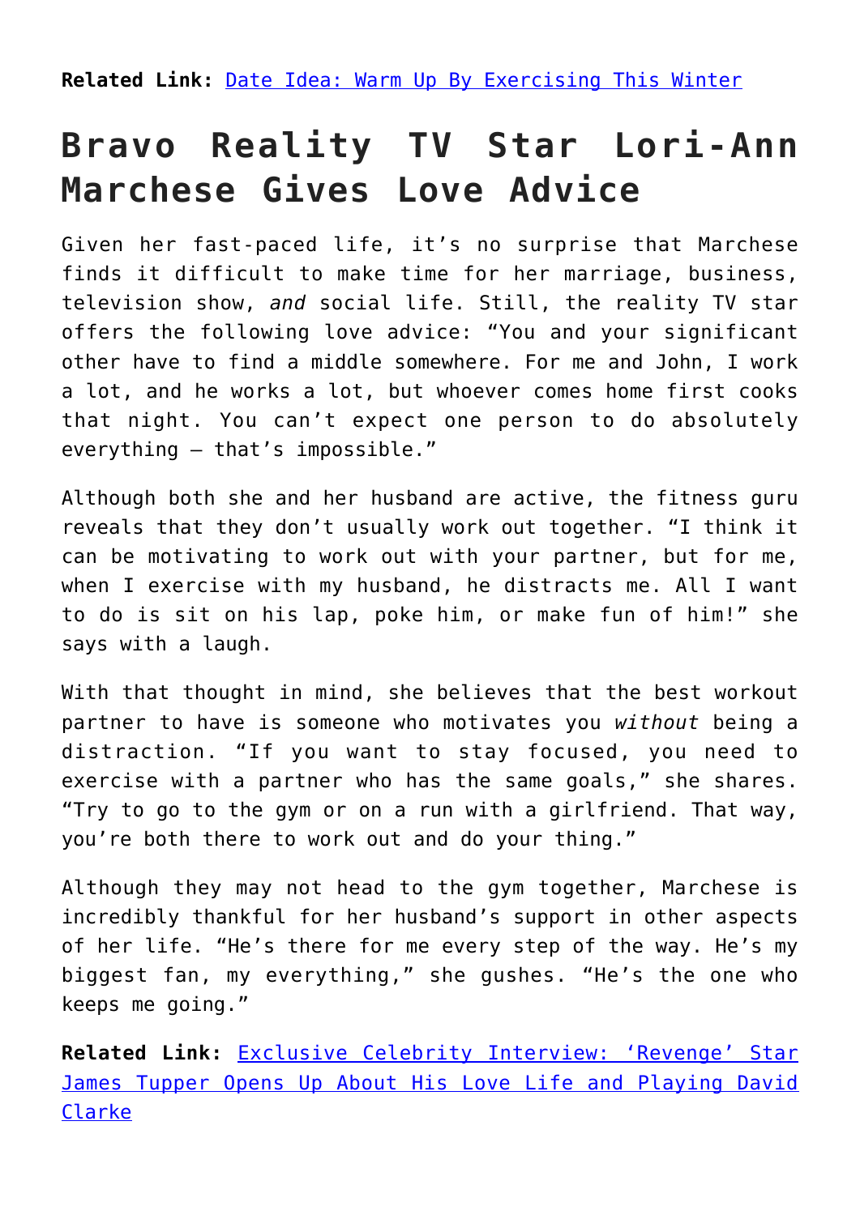**Related Link:** [Date Idea: Warm Up By Exercising This Winter]()

## Bravo Reality TV Star Lori-Ann Marchese Gives Love Advice

Given her fast-paced life, it's no surprise that Marchese finds it difficult to make time for her marriage, business, television show, *and* social life. Still, the reality TV star offers the following love advice: "You and your significant other have to find a middle somewhere. For me and John, I work a lot, and he works a lot, but whoever comes home first cooks that night. You can't expect one person to do absolutely everything — that's impossible."

Although both she and her husband are active, the fitness guru reveals that they don't usually work out together. "I think it can be motivating to work out with your partner, but for me, when I exercise with my husband, he distracts me. All I want to do is sit on his lap, poke him, or make fun of him!" she says with a laugh.

With that thought in mind, she believes that the best workout partner to have is someone who motivates you *without* being a distraction. "If you want to stay focused, you need to exercise with a partner who has the same goals," she shares. "Try to go to the gym or on a run with a girlfriend. That way, you're both there to work out and do your thing."

Although they may not head to the gym together, Marchese is incredibly thankful for her husband's support in other aspects of her life. "He's there for me every step of the way. He's my biggest fan, my everything," she gushes. "He's the one who keeps me going."

**Related Link:** [Exclusive Celebrity Interview: 'Revenge' Star James Tupper Opens Up About His Love Life and Playing David Clarke]()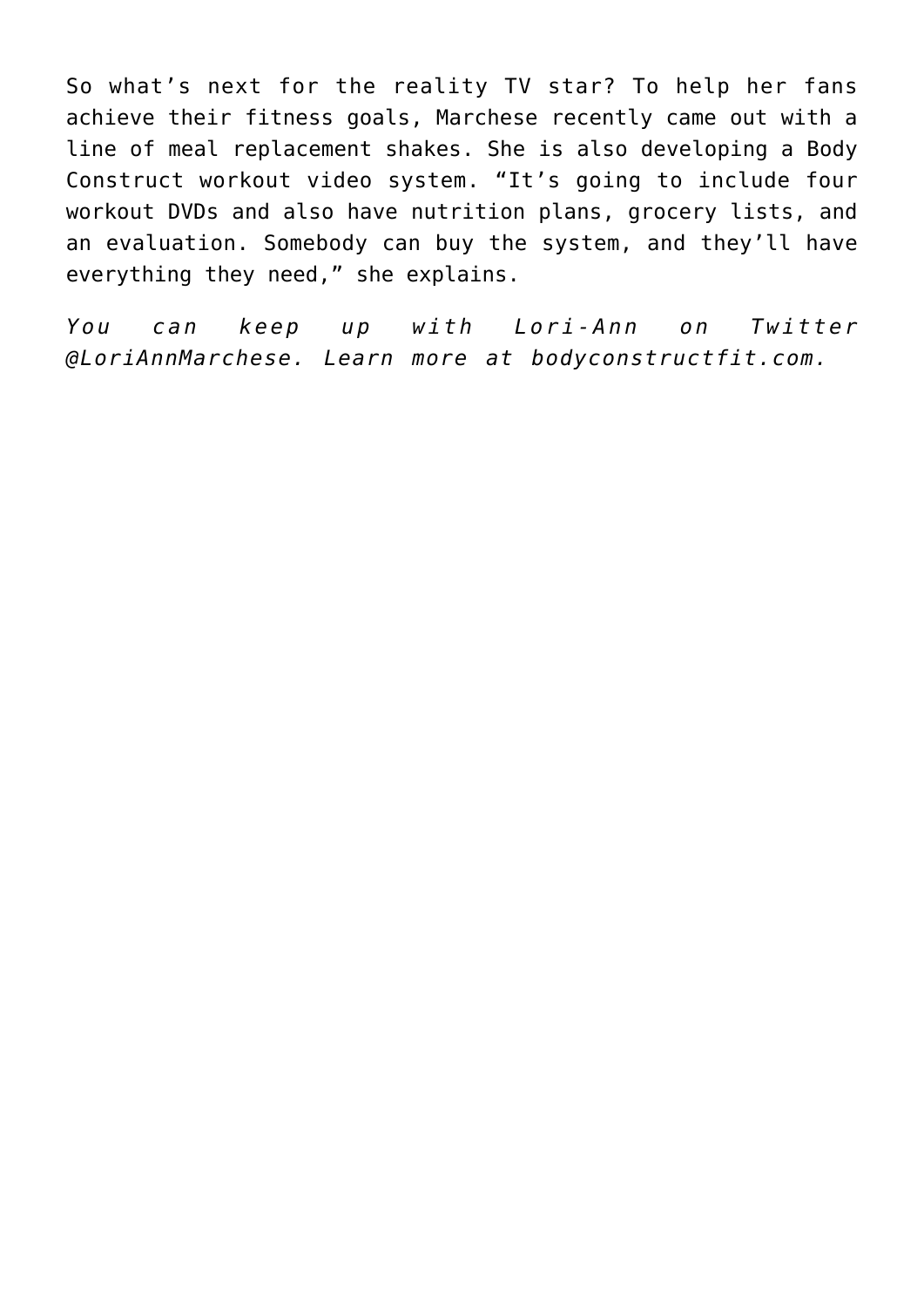So what's next for the reality TV star? To help her fans achieve their fitness goals, Marchese recently came out with a line of meal replacement shakes. She is also developing a Body Construct workout video system. "It's going to include four workout DVDs and also have nutrition plans, grocery lists, and an evaluation. Somebody can buy the system, and they'll have everything they need," she explains.

*You can keep up with Lori-Ann on Twitter @LoriAnnMarchese. Learn more at bodyconstructfit.com.*